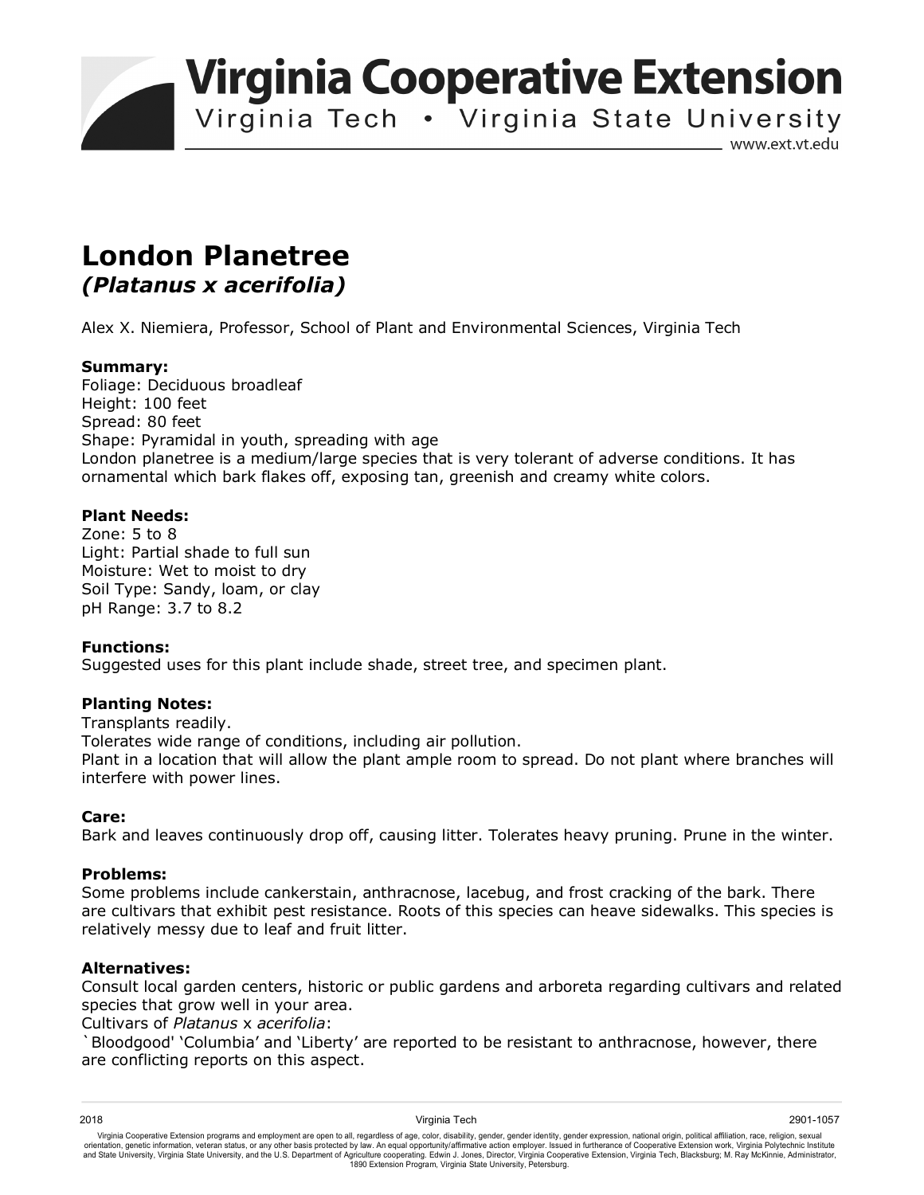# Virginia Cooperative Extension

Virginia Tech • Virginia State University

www.ext.vt.edu

# London Planetree

## *(Platanus x acerifolia)*

Alex X. Niemiera, Professor, School of Plant and Environmental Sciences, Virginia Tech

**Summary:**
Foliage: Deciduous broadleaf
Height: 100 feet
Spread: 80 feet
Shape: Pyramidal in youth, spreading with age
London planetree is a medium/large species that is very tolerant of adverse conditions. It has ornamental which bark flakes off, exposing tan, greenish and creamy white colors.

**Plant Needs:**
Zone: 5 to 8
Light: Partial shade to full sun
Moisture: Wet to moist to dry
Soil Type: Sandy, loam, or clay
pH Range: 3.7 to 8.2

**Functions:**
Suggested uses for this plant include shade, street tree, and specimen plant.

**Planting Notes:**
Transplants readily.
Tolerates wide range of conditions, including air pollution.
Plant in a location that will allow the plant ample room to spread. Do not plant where branches will interfere with power lines.

**Care:**
Bark and leaves continuously drop off, causing litter. Tolerates heavy pruning. Prune in the winter.

**Problems:**
Some problems include cankerstain, anthracnose, lacebug, and frost cracking of the bark. There are cultivars that exhibit pest resistance. Roots of this species can heave sidewalks. This species is relatively messy due to leaf and fruit litter.

**Alternatives:**
Consult local garden centers, historic or public gardens and arboreta regarding cultivars and related species that grow well in your area.
Cultivars of *Platanus* x *acerifolia*:
`Bloodgood' 'Columbia' and 'Liberty' are reported to be resistant to anthracnose, however, there are conflicting reports on this aspect.

2018 Virginia Tech 2901-1057

Virginia Cooperative Extension programs and employment are open to all, regardless of age, color, disability, gender, gender identity, gender expression, national origin, political affiliation, race, religion, sexual orientation, genetic information, veteran status, or any other basis protected by law. An equal opportunity/affirmative action employer. Issued in furtherance of Cooperative Extension work, Virginia Polytechnic Institute and State University, Virginia State University, and the U.S. Department of Agriculture cooperating. Edwin J. Jones, Director, Virginia Cooperative Extension, Virginia Tech, Blacksburg; M. Ray McKinnie, Administrator, 1890 Extension Program, Virginia State University, Petersburg.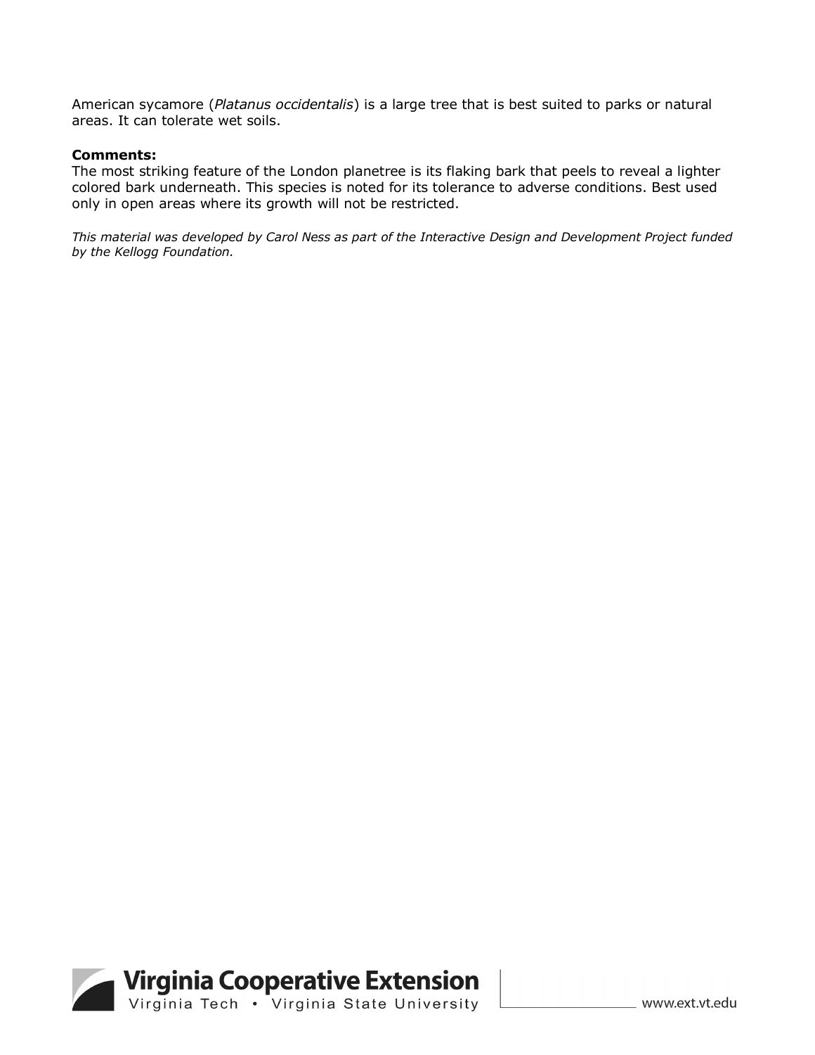American sycamore (*Platanus occidentalis*) is a large tree that is best suited to parks or natural areas. It can tolerate wet soils.

**Comments:**
The most striking feature of the London planetree is its flaking bark that peels to reveal a lighter colored bark underneath. This species is noted for its tolerance to adverse conditions. Best used only in open areas where its growth will not be restricted.

*This material was developed by Carol Ness as part of the Interactive Design and Development Project funded by the Kellogg Foundation.*

**Virginia Cooperative Extension**
Virginia Tech • Virginia State University

www.ext.vt.edu